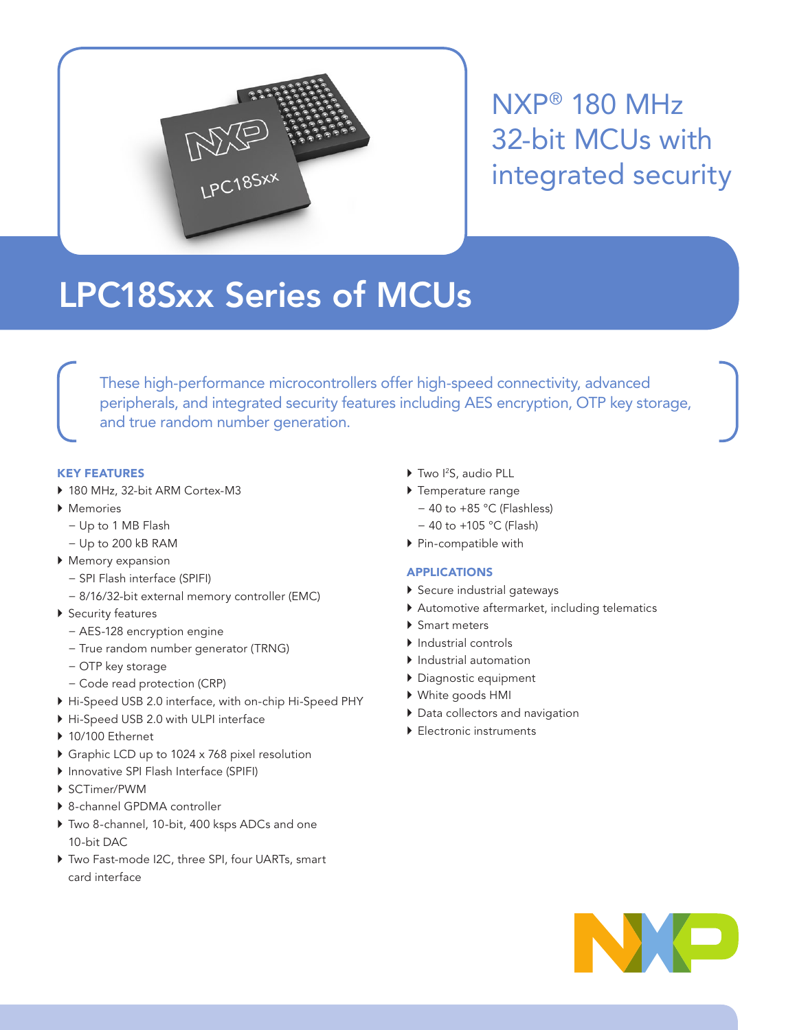NXP® 180 MHz 32-bit MCUs with integrated security

# LPC18Sxx Series of MCUs

These high-performance microcontrollers offer high-speed connectivity, advanced peripherals, and integrated security features including AES encryption, OTP key storage, and true random number generation.

### KEY FEATURES

- 180 MHz, 32-bit ARM Cortex-M3
- Memories
  - Up to 1 MB Flash
  - Up to 200 kB RAM
- Memory expansion
  - SPI Flash interface (SPIFI)
  - 8/16/32-bit external memory controller (EMC)
- Security features
  - AES-128 encryption engine
  - True random number generator (TRNG)
  - OTP key storage
  - Code read protection (CRP)
- Hi-Speed USB 2.0 interface, with on-chip Hi-Speed PHY
- Hi-Speed USB 2.0 with ULPI interface
- 10/100 Ethernet
- Graphic LCD up to 1024 x 768 pixel resolution
- Innovative SPI Flash Interface (SPIFI)
- SCTimer/PWM
- 8-channel GPDMA controller
- Two 8-channel, 10-bit, 400 ksps ADCs and one 10-bit DAC
- Two Fast-mode I2C, three SPI, four UARTs, smart card interface
- Two I²S, audio PLL
- Temperature range
  - 40 to +85 °C (Flashless)
  - 40 to +105 °C (Flash)
- Pin-compatible with

### APPLICATIONS

- Secure industrial gateways
- Automotive aftermarket, including telematics
- Smart meters
- Industrial controls
- Industrial automation
- Diagnostic equipment
- White goods HMI
- Data collectors and navigation
- Electronic instruments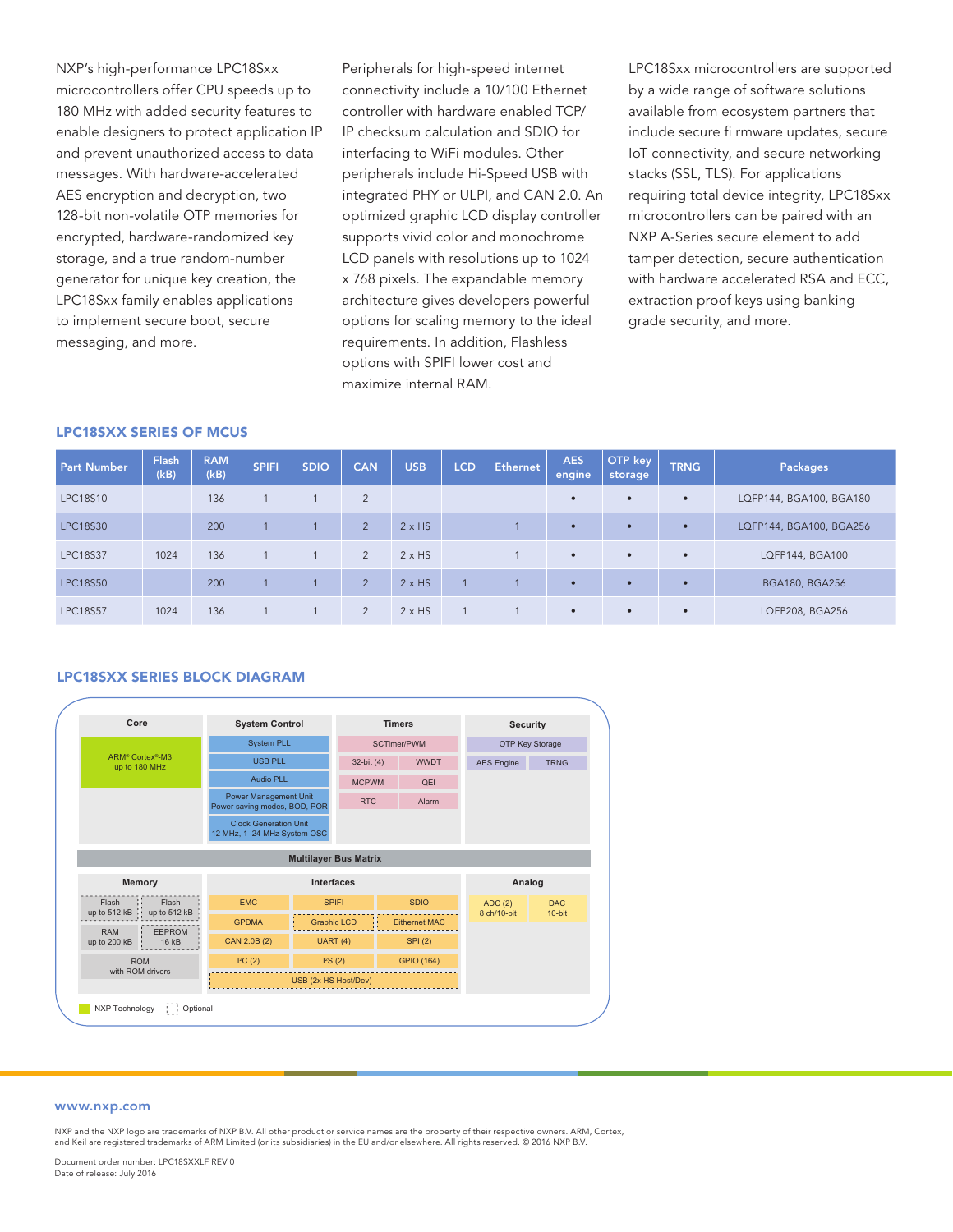NXP's high-performance LPC18Sxx microcontrollers offer CPU speeds up to 180 MHz with added security features to enable designers to protect application IP and prevent unauthorized access to data messages. With hardware-accelerated AES encryption and decryption, two 128-bit non-volatile OTP memories for encrypted, hardware-randomized key storage, and a true random-number generator for unique key creation, the LPC18Sxx family enables applications to implement secure boot, secure messaging, and more.

Peripherals for high-speed internet connectivity include a 10/100 Ethernet controller with hardware enabled TCP/IP checksum calculation and SDIO for interfacing to WiFi modules. Other peripherals include Hi-Speed USB with integrated PHY or ULPI, and CAN 2.0. An optimized graphic LCD display controller supports vivid color and monochrome LCD panels with resolutions up to 1024 x 768 pixels. The expandable memory architecture gives developers powerful options for scaling memory to the ideal requirements. In addition, Flashless options with SPIFI lower cost and maximize internal RAM.

LPC18Sxx microcontrollers are supported by a wide range of software solutions available from ecosystem partners that include secure fi rmware updates, secure IoT connectivity, and secure networking stacks (SSL, TLS). For applications requiring total device integrity, LPC18Sxx microcontrollers can be paired with an NXP A-Series secure element to add tamper detection, secure authentication with hardware accelerated RSA and ECC, extraction proof keys using banking grade security, and more.

## LPC18SXX SERIES OF MCUS

| Part Number | Flash (kB) | RAM (kB) | SPIFI | SDIO | CAN | USB | LCD | Ethernet | AES engine | OTP key storage | TRNG | Packages |
|---|---|---|---|---|---|---|---|---|---|---|---|---|
| LPC18S10 | | 136 | 1 | 1 | 2 | | | | • | • | • | LQFP144, BGA100, BGA180 |
| LPC18S30 | | 200 | 1 | 1 | 2 | 2 x HS | | 1 | • | • | • | LQFP144, BGA100, BGA256 |
| LPC18S37 | 1024 | 136 | 1 | 1 | 2 | 2 x HS | | 1 | • | • | • | LQFP144, BGA100 |
| LPC18S50 | | 200 | 1 | 1 | 2 | 2 x HS | 1 | 1 | • | • | • | BGA180, BGA256 |
| LPC18S57 | 1024 | 136 | 1 | 1 | 2 | 2 x HS | 1 | 1 | • | • | • | LQFP208, BGA256 |

## LPC18SXX SERIES BLOCK DIAGRAM

Core
ARM® Cortex®-M3
up to 180 MHz

System Control
System PLL
USB PLL
Audio PLL
Power Management Unit
Power saving modes, BOD, POR
Clock Generation Unit
12 MHz, 1–24 MHz System OSC

Timers
SCTimer/PWM
32-bit (4)
WWDT
MCPWM
QEI
RTC
Alarm

Security
OTP Key Storage
AES Engine
TRNG

Multilayer Bus Matrix

Memory
Flash
up to 512 kB
Flash
up to 512 kB
RAM
up to 200 kB
EEPROM
16 kB
ROM
with ROM drivers

Interfaces
EMC
SPIFI
SDIO
GPDMA
Graphic LCD
Ethernet MAC
CAN 2.0B (2)
UART (4)
SPI (2)
I²C (2)
I²S (2)
GPIO (164)
USB (2x HS Host/Dev)

Analog
ADC (2)
8 ch/10-bit
DAC
10-bit

NXP Technology
Optional

www.nxp.com

NXP and the NXP logo are trademarks of NXP B.V. All other product or service names are the property of their respective owners. ARM, Cortex, and Keil are registered trademarks of ARM Limited (or its subsidiaries) in the EU and/or elsewhere. All rights reserved. © 2016 NXP B.V.

Document order number: LPC18SXXLF REV 0
Date of release: July 2016